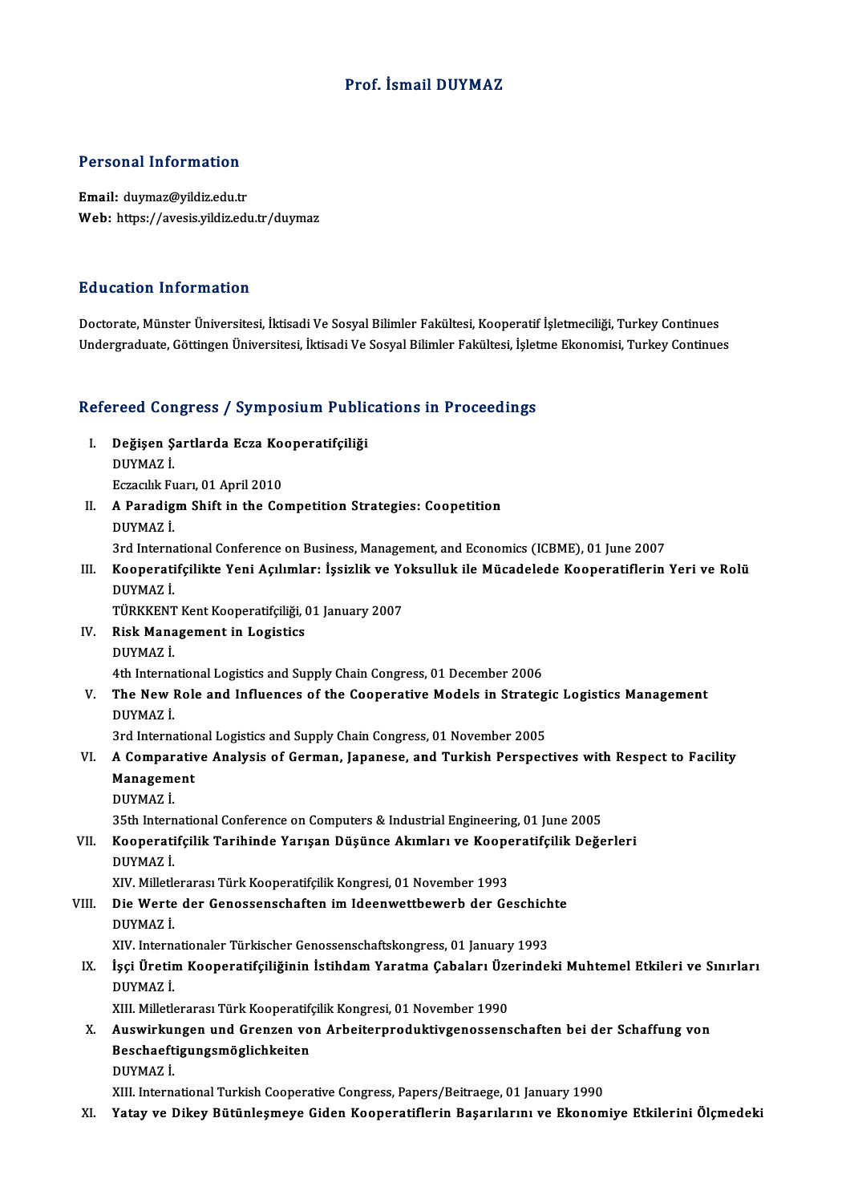# Prof. İsmail DUYMAZ

## Personal Information

**Email:** duymaz@yildiz.edu.tr
**Web:** https://avesis.yildiz.edu.tr/duymaz

## Education Information

Doctorate, Münster Üniversitesi, İktisadi Ve Sosyal Bilimler Fakültesi, Kooperatif İşletmeciliği, Turkey Continues
Undergraduate, Göttingen Üniversitesi, İktisadi Ve Sosyal Bilimler Fakültesi, İşletme Ekonomisi, Turkey Continues

## Refereed Congress / Symposium Publications in Proceedings

I. **Değişen Şartlarda Ecza Kooperatifçiliği**
DUYMAZ İ.
Eczacılık Fuarı, 01 April 2010

II. **A Paradigm Shift in the Competition Strategies: Coopetition**
DUYMAZ İ.
3rd International Conference on Business, Management, and Economics (ICBME), 01 June 2007

III. **Kooperatifçilikte Yeni Açılımlar: İşsizlik ve Yoksulluk ile Mücadelede Kooperatiflerin Yeri ve Rolü**
DUYMAZ İ.
TÜRKKENT Kent Kooperatifçiliği, 01 January 2007

IV. **Risk Management in Logistics**
DUYMAZ İ.
4th International Logistics and Supply Chain Congress, 01 December 2006

V. **The New Role and Influences of the Cooperative Models in Strategic Logistics Management**
DUYMAZ İ.
3rd International Logistics and Supply Chain Congress, 01 November 2005

VI. **A Comparative Analysis of German, Japanese, and Turkish Perspectives with Respect to Facility Management**
DUYMAZ İ.
35th International Conference on Computers & Industrial Engineering, 01 June 2005

VII. **Kooperatifçilik Tarihinde Yarışan Düşünce Akımları ve Kooperatifçilik Değerleri**
DUYMAZ İ.
XIV. Milletlerarası Türk Kooperatifçilik Kongresi, 01 November 1993

VIII. **Die Werte der Genossenschaften im Ideenwettbewerb der Geschichte**
DUYMAZ İ.
XIV. Internationaler Türkischer Genossenschaftskongress, 01 January 1993

IX. **İşçi Üretim Kooperatifçiliğinin İstihdam Yaratma Çabaları Üzerindeki Muhtemel Etkileri ve Sınırları**
DUYMAZ İ.
XIII. Milletlerarası Türk Kooperatifçilik Kongresi, 01 November 1990

X. **Auswirkungen und Grenzen von Arbeiterproduktivgenossenschaften bei der Schaffung von Beschaeftigungsmöglichkeiten**
DUYMAZ İ.
XIII. International Turkish Cooperative Congress, Papers/Beitraege, 01 January 1990

XI. **Yatay ve Dikey Bütünleşmeye Giden Kooperatiflerin Başarılarını ve Ekonomiye Etkilerini Ölçmedeki**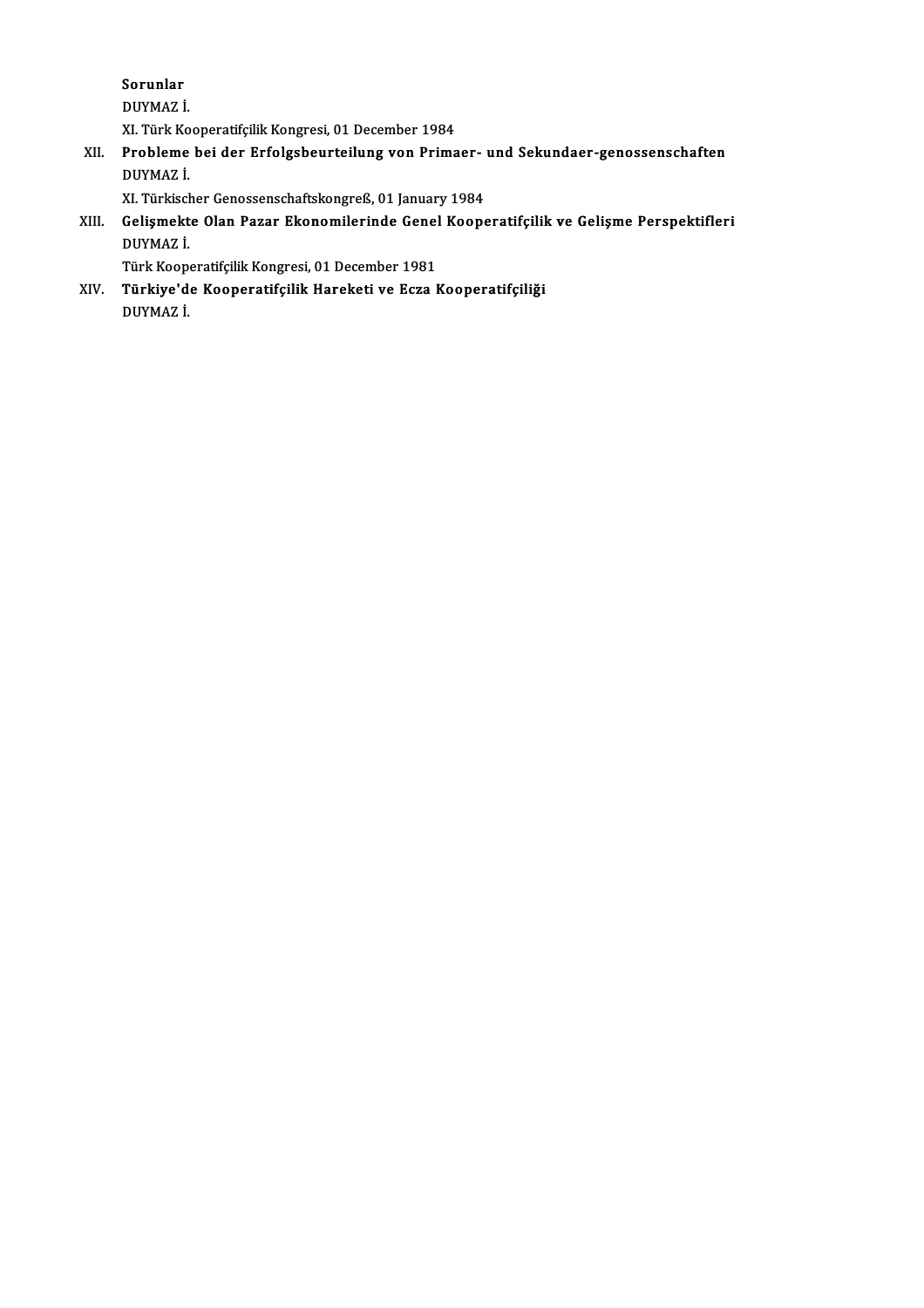**Sorunlar**
DUYMAZ İ.
XI. Türk Kooperatifçilik Kongresi, 01 December 1984

XII. **Probleme bei der Erfolgsbeurteilung von Primaer- und Sekundaer-genossenschaften**
DUYMAZ İ.
XI. Türkischer Genossenschaftskongreß, 01 January 1984

XIII. **Gelişmekte Olan Pazar Ekonomilerinde Genel Kooperatifçilik ve Gelişme Perspektifleri**
DUYMAZ İ.
Türk Kooperatifçilik Kongresi, 01 December 1981

XIV. **Türkiye'de Kooperatifçilik Hareketi ve Ecza Kooperatifçiliği**
DUYMAZ İ.